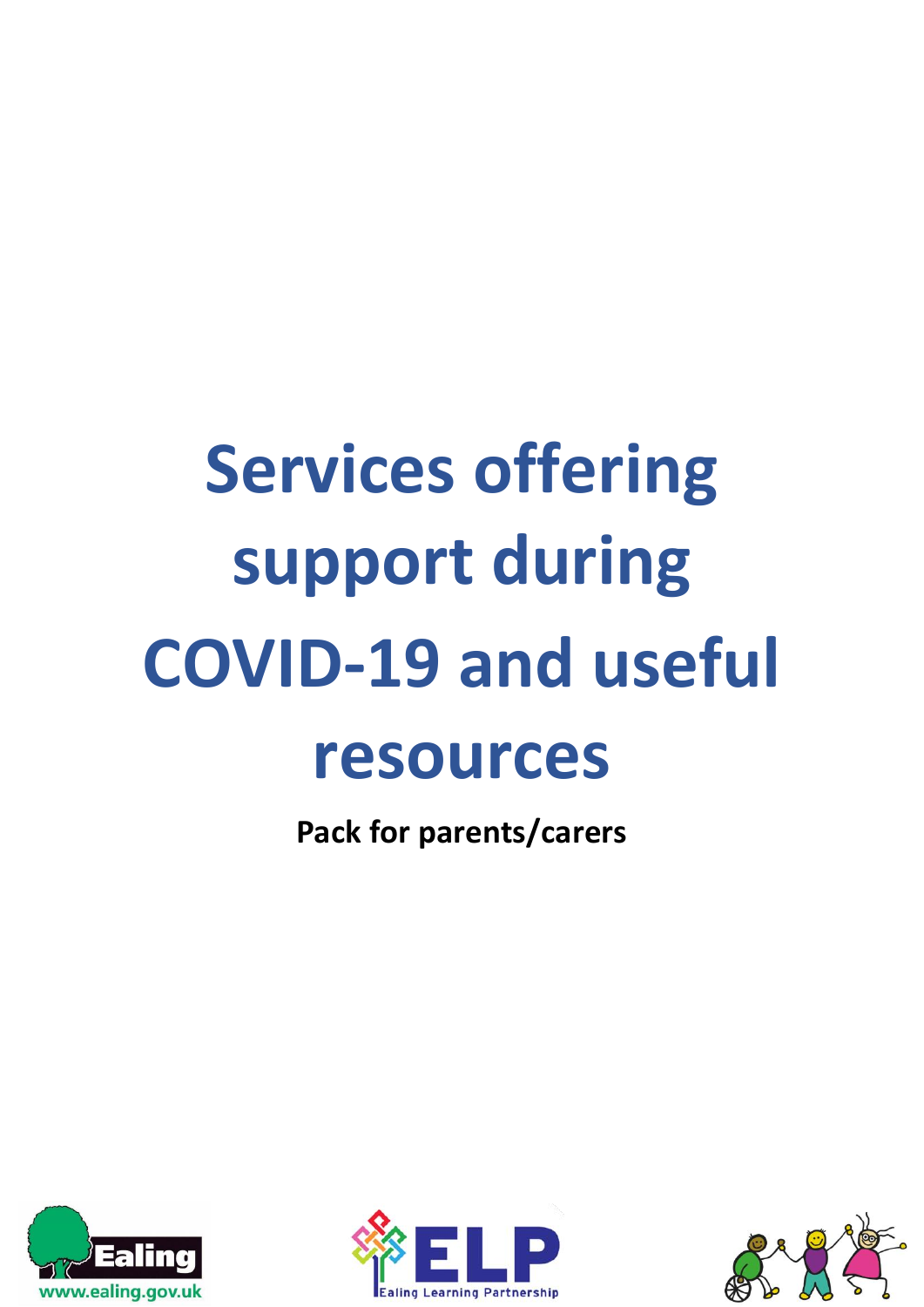# Services offering support during COVID-19 and useful resources

**Pack for parents/carers**

Ealing
www.ealing.gov.uk

ELP
Ealing Learning Partnership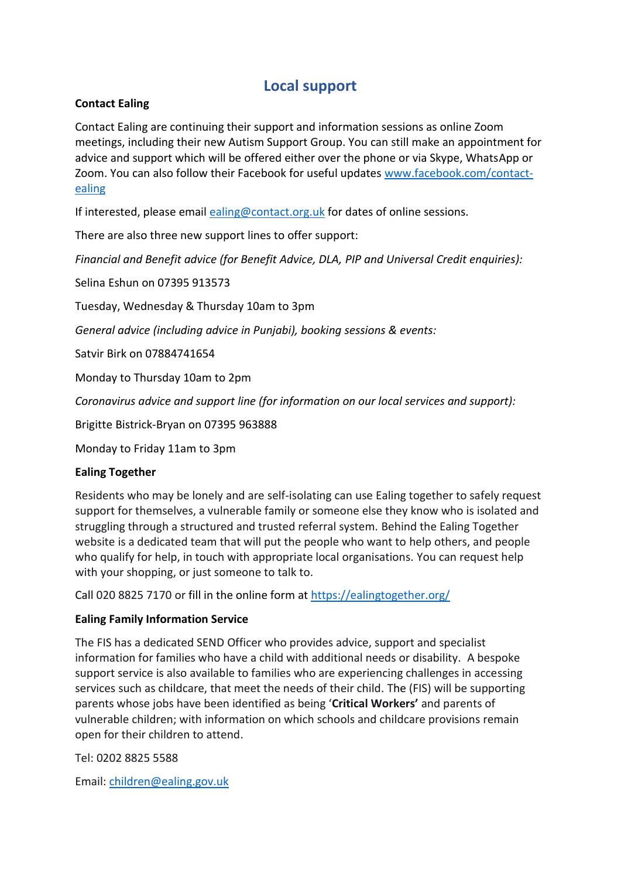# Local support

**Contact Ealing**

Contact Ealing are continuing their support and information sessions as online Zoom meetings, including their new Autism Support Group. You can still make an appointment for advice and support which will be offered either over the phone or via Skype, WhatsApp or Zoom. You can also follow their Facebook for useful updates [www.facebook.com/contact-ealing](www.facebook.com/contact-ealing)

If interested, please email [ealing@contact.org.uk](mailto:ealing@contact.org.uk) for dates of online sessions.

There are also three new support lines to offer support:

*Financial and Benefit advice (for Benefit Advice, DLA, PIP and Universal Credit enquiries):*

Selina Eshun on 07395 913573

Tuesday, Wednesday & Thursday 10am to 3pm

*General advice (including advice in Punjabi), booking sessions & events:*

Satvir Birk on 07884741654

Monday to Thursday 10am to 2pm

*Coronavirus advice and support line (for information on our local services and support):*

Brigitte Bistrick-Bryan on 07395 963888

Monday to Friday 11am to 3pm

**Ealing Together**

Residents who may be lonely and are self-isolating can use Ealing together to safely request support for themselves, a vulnerable family or someone else they know who is isolated and struggling through a structured and trusted referral system. Behind the Ealing Together website is a dedicated team that will put the people who want to help others, and people who qualify for help, in touch with appropriate local organisations. You can request help with your shopping, or just someone to talk to.

Call 020 8825 7170 or fill in the online form at [https://ealingtogether.org/](https://ealingtogether.org/)

**Ealing Family Information Service**

The FIS has a dedicated SEND Officer who provides advice, support and specialist information for families who have a child with additional needs or disability. A bespoke support service is also available to families who are experiencing challenges in accessing services such as childcare, that meet the needs of their child. The (FIS) will be supporting parents whose jobs have been identified as being '**Critical Workers'** and parents of vulnerable children; with information on which schools and childcare provisions remain open for their children to attend.

Tel: 0202 8825 5588

Email: [children@ealing.gov.uk](mailto:children@ealing.gov.uk)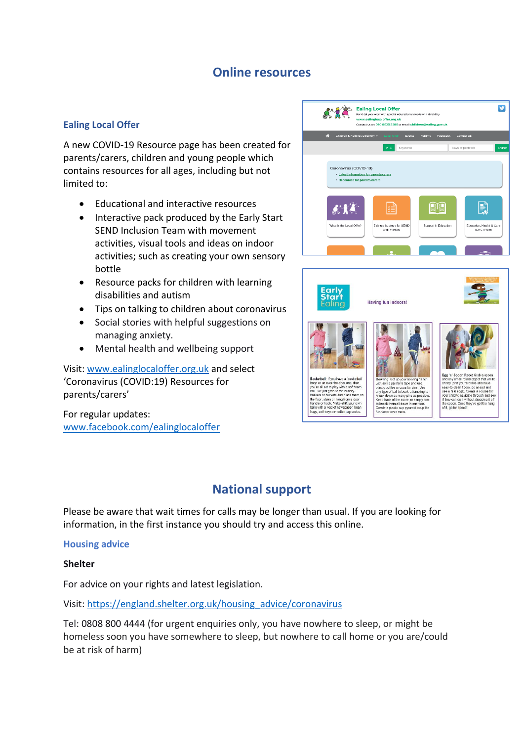# Online resources

### Ealing Local Offer

A new COVID-19 Resource page has been created for parents/carers, children and young people which contains resources for all ages, including but not limited to:

- Educational and interactive resources
- Interactive pack produced by the Early Start SEND Inclusion Team with movement activities, visual tools and ideas on indoor activities; such as creating your own sensory bottle
- Resource packs for children with learning disabilities and autism
- Tips on talking to children about coronavirus
- Social stories with helpful suggestions on managing anxiety.
- Mental health and wellbeing support

Visit: [www.ealinglocaloffer.org.uk](http://www.ealinglocaloffer.org.uk) and select 'Coronavirus (COVID:19) Resources for parents/carers'

For regular updates: [www.facebook.com/ealinglocaloffer](http://www.facebook.com/ealinglocaloffer)

# National support

Please be aware that wait times for calls may be longer than usual. If you are looking for information, in the first instance you should try and access this online.

### Housing advice

**Shelter**

For advice on your rights and latest legislation.

Visit: [https://england.shelter.org.uk/housing_advice/coronavirus](https://england.shelter.org.uk/housing_advice/coronavirus)

Tel: 0808 800 4444 (for urgent enquiries only, you have nowhere to sleep, or might be homeless soon you have somewhere to sleep, but nowhere to call home or you are/could be at risk of harm)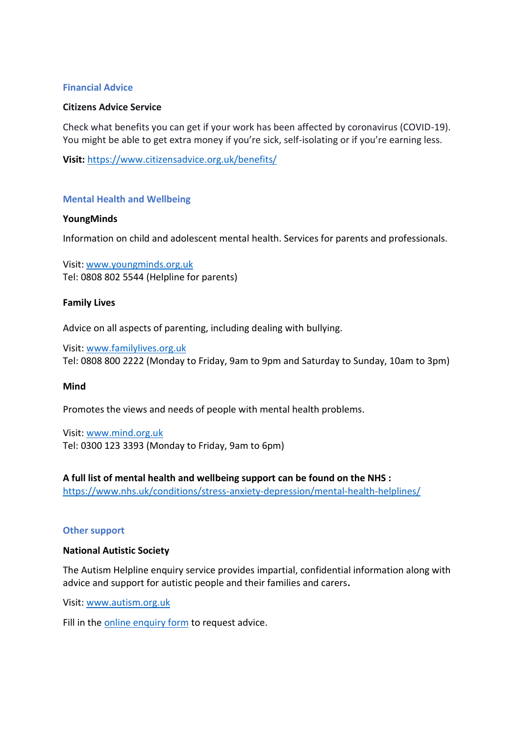## Financial Advice

### Citizens Advice Service

Check what benefits you can get if your work has been affected by coronavirus (COVID-19). You might be able to get extra money if you're sick, self-isolating or if you're earning less.

**Visit:** [https://www.citizensadvice.org.uk/benefits/](https://www.citizensadvice.org.uk/benefits/)

## Mental Health and Wellbeing

### YoungMinds

Information on child and adolescent mental health. Services for parents and professionals.

Visit: [www.youngminds.org.uk](http://www.youngminds.org.uk)
Tel: 0808 802 5544 (Helpline for parents)

### Family Lives

Advice on all aspects of parenting, including dealing with bullying.

Visit: [www.familylives.org.uk](http://www.familylives.org.uk)
Tel: 0808 800 2222 (Monday to Friday, 9am to 9pm and Saturday to Sunday, 10am to 3pm)

### Mind

Promotes the views and needs of people with mental health problems.

Visit: [www.mind.org.uk](http://www.mind.org.uk)
Tel: 0300 123 3393 (Monday to Friday, 9am to 6pm)

**A full list of mental health and wellbeing support can be found on the NHS :**
[https://www.nhs.uk/conditions/stress-anxiety-depression/mental-health-helplines/](https://www.nhs.uk/conditions/stress-anxiety-depression/mental-health-helplines/)

## Other support

### National Autistic Society

The Autism Helpline enquiry service provides impartial, confidential information along with advice and support for autistic people and their families and carers.

Visit: [www.autism.org.uk](http://www.autism.org.uk)

Fill in the online enquiry form to request advice.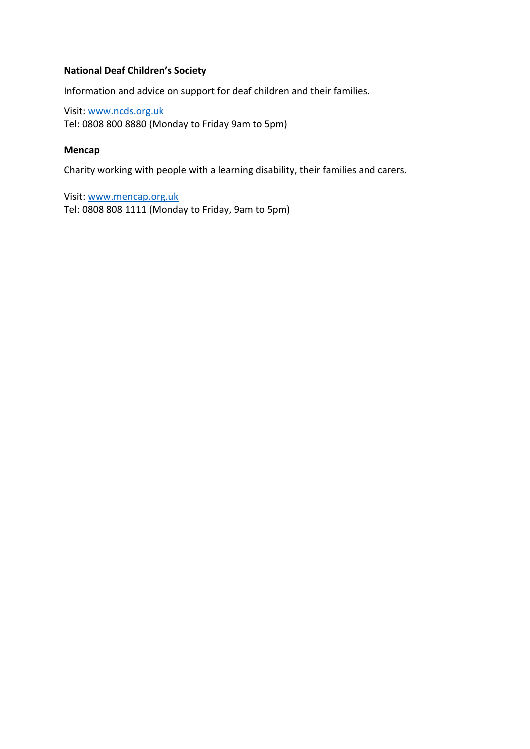**National Deaf Children's Society**

Information and advice on support for deaf children and their families.

Visit: www.ncds.org.uk
Tel: 0808 800 8880 (Monday to Friday 9am to 5pm)

**Mencap**

Charity working with people with a learning disability, their families and carers.

Visit: www.mencap.org.uk
Tel: 0808 808 1111 (Monday to Friday, 9am to 5pm)